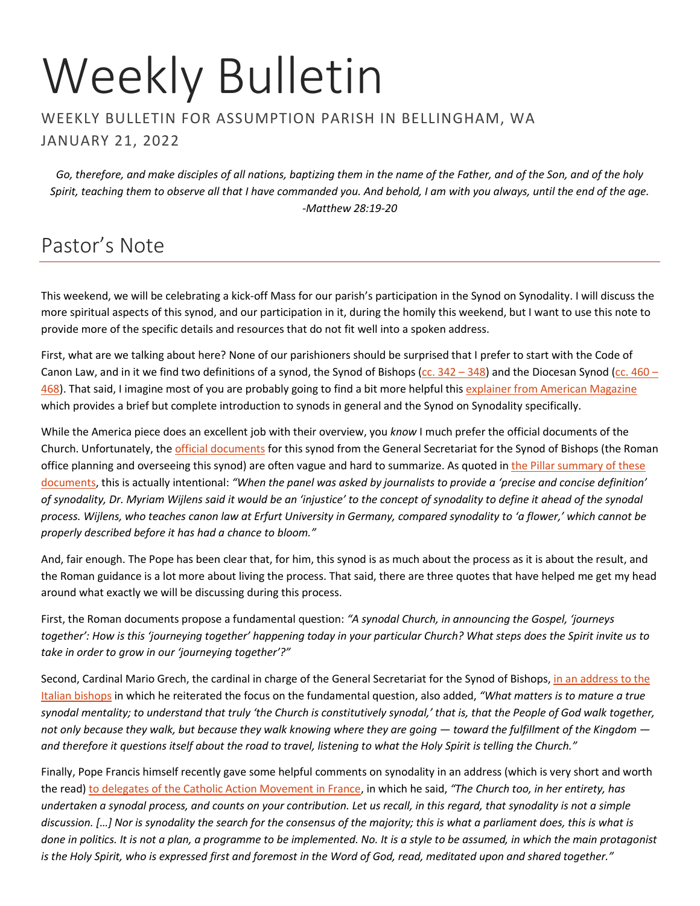# Weekly Bulletin

WEEKLY BULLETIN FOR ASSUMPTION PARISH IN BELLINGHAM, WA

JANUARY 21, 2022

*Go, therefore, and make disciples of all nations, baptizing them in the name of the Father, and of the Son, and of the holy Spirit, teaching them to observe all that I have commanded you. And behold, I am with you always, until the end of the age. -Matthew 28:19-20*

## Pastor's Note

This weekend, we will be celebrating a kick-off Mass for our parish's participation in the Synod on Synodality. I will discuss the more spiritual aspects of this synod, and our participation in it, during the homily this weekend, but I want to use this note to provide more of the specific details and resources that do not fit well into a spoken address.

First, what are we talking about here? None of our parishioners should be surprised that I prefer to start with the Code of Canon Law, and in it we find two definitions of a synod, the Synod of Bishops (cc. 342 – 348) and the Diocesan Synod (cc. 460 – 468). That said, I imagine most of you are probably going to find a bit more helpful this explainer from American Magazine which provides a brief but complete introduction to synods in general and the Synod on Synodality specifically.

While the America piece does an excellent job with their overview, you *know* I much prefer the official documents of the Church. Unfortunately, the official documents for this synod from the General Secretariat for the Synod of Bishops (the Roman office planning and overseeing this synod) are often vague and hard to summarize. As quoted in the Pillar summary of these documents, this is actually intentional: *"When the panel was asked by journalists to provide a 'precise and concise definition' of synodality, Dr. Myriam Wijlens said it would be an 'injustice' to the concept of synodality to define it ahead of the synodal process. Wijlens, who teaches canon law at Erfurt University in Germany, compared synodality to 'a flower,' which cannot be properly described before it has had a chance to bloom."*

And, fair enough. The Pope has been clear that, for him, this synod is as much about the process as it is about the result, and the Roman guidance is a lot more about living the process. That said, there are three quotes that have helped me get my head around what exactly we will be discussing during this process.

First, the Roman documents propose a fundamental question: *"A synodal Church, in announcing the Gospel, 'journeys together': How is this 'journeying together' happening today in your particular Church? What steps does the Spirit invite us to take in order to grow in our 'journeying together'?"*

Second, Cardinal Mario Grech, the cardinal in charge of the General Secretariat for the Synod of Bishops, in an address to the Italian bishops in which he reiterated the focus on the fundamental question, also added, *"What matters is to mature a true synodal mentality; to understand that truly 'the Church is constitutively synodal,' that is, that the People of God walk together, not only because they walk, but because they walk knowing where they are going — toward the fulfillment of the Kingdom — and therefore it questions itself about the road to travel, listening to what the Holy Spirit is telling the Church."*

Finally, Pope Francis himself recently gave some helpful comments on synodality in an address (which is very short and worth the read) to delegates of the Catholic Action Movement in France, in which he said, *"The Church too, in her entirety, has undertaken a synodal process, and counts on your contribution. Let us recall, in this regard, that synodality is not a simple discussion. […] Nor is synodality the search for the consensus of the majority; this is what a parliament does, this is what is done in politics. It is not a plan, a programme to be implemented. No. It is a style to be assumed, in which the main protagonist is the Holy Spirit, who is expressed first and foremost in the Word of God, read, meditated upon and shared together."*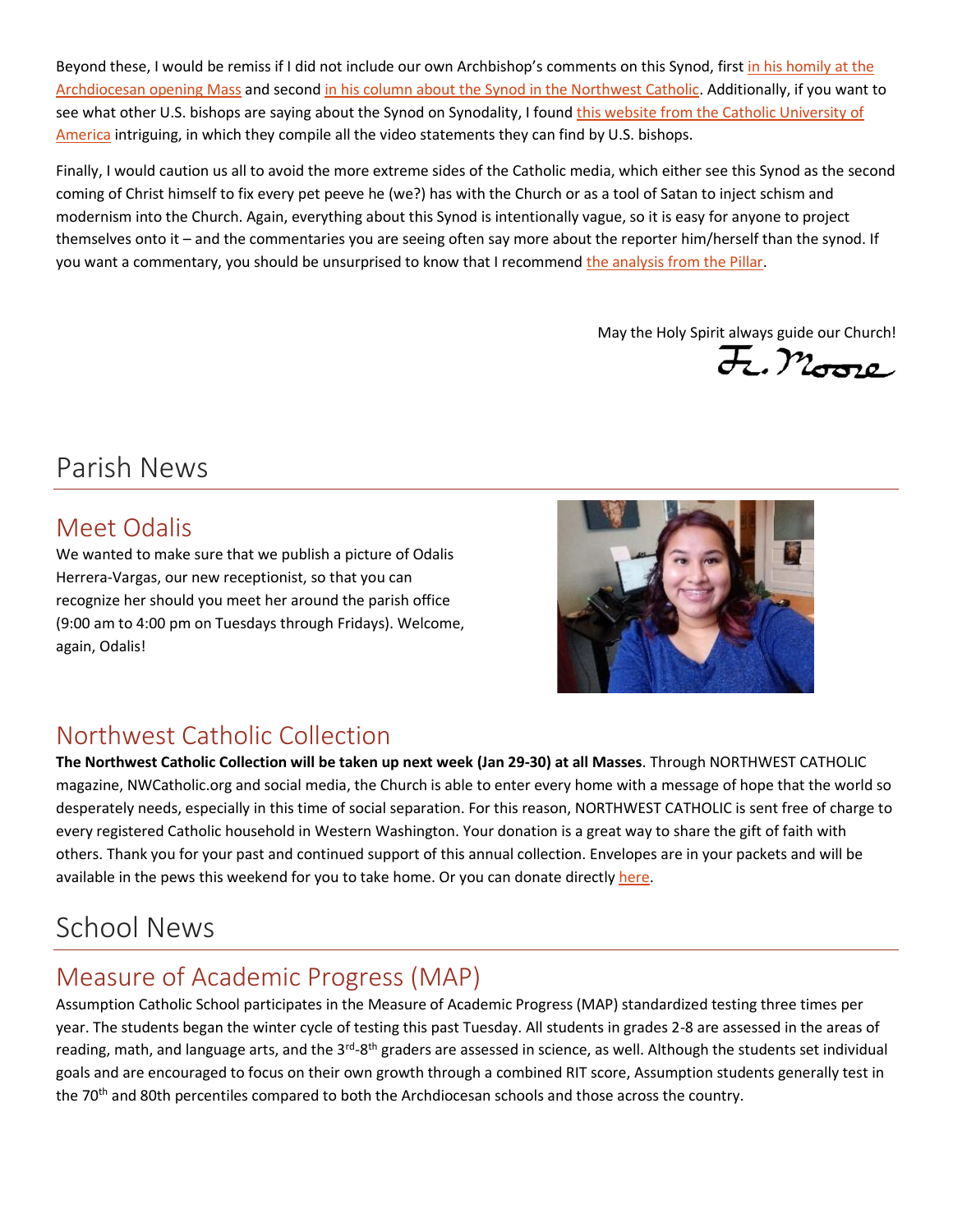Beyond these, I would be remiss if I did not include our own Archbishop's comments on this Synod, first in his homily at the Archdiocesan opening Mass and second in his column about the Synod in the Northwest Catholic. Additionally, if you want to see what other U.S. bishops are saying about the Synod on Synodality, I found this website from the Catholic University of America intriguing, in which they compile all the video statements they can find by U.S. bishops.

Finally, I would caution us all to avoid the more extreme sides of the Catholic media, which either see this Synod as the second coming of Christ himself to fix every pet peeve he (we?) has with the Church or as a tool of Satan to inject schism and modernism into the Church. Again, everything about this Synod is intentionally vague, so it is easy for anyone to project themselves onto it – and the commentaries you are seeing often say more about the reporter him/herself than the synod. If you want a commentary, you should be unsurprised to know that I recommend the analysis from the Pillar.

May the Holy Spirit always guide our Church!

Fr. Moore

# Parish News

## Meet Odalis

We wanted to make sure that we publish a picture of Odalis Herrera-Vargas, our new receptionist, so that you can recognize her should you meet her around the parish office (9:00 am to 4:00 pm on Tuesdays through Fridays). Welcome, again, Odalis!

## Northwest Catholic Collection

**The Northwest Catholic Collection will be taken up next week (Jan 29-30) at all Masses**. Through NORTHWEST CATHOLIC magazine, NWCatholic.org and social media, the Church is able to enter every home with a message of hope that the world so desperately needs, especially in this time of social separation. For this reason, NORTHWEST CATHOLIC is sent free of charge to every registered Catholic household in Western Washington. Your donation is a great way to share the gift of faith with others. Thank you for your past and continued support of this annual collection. Envelopes are in your packets and will be available in the pews this weekend for you to take home. Or you can donate directly here.

# School News

## Measure of Academic Progress (MAP)

Assumption Catholic School participates in the Measure of Academic Progress (MAP) standardized testing three times per year. The students began the winter cycle of testing this past Tuesday. All students in grades 2-8 are assessed in the areas of reading, math, and language arts, and the 3rd-8th graders are assessed in science, as well. Although the students set individual goals and are encouraged to focus on their own growth through a combined RIT score, Assumption students generally test in the 70th and 80th percentiles compared to both the Archdiocesan schools and those across the country.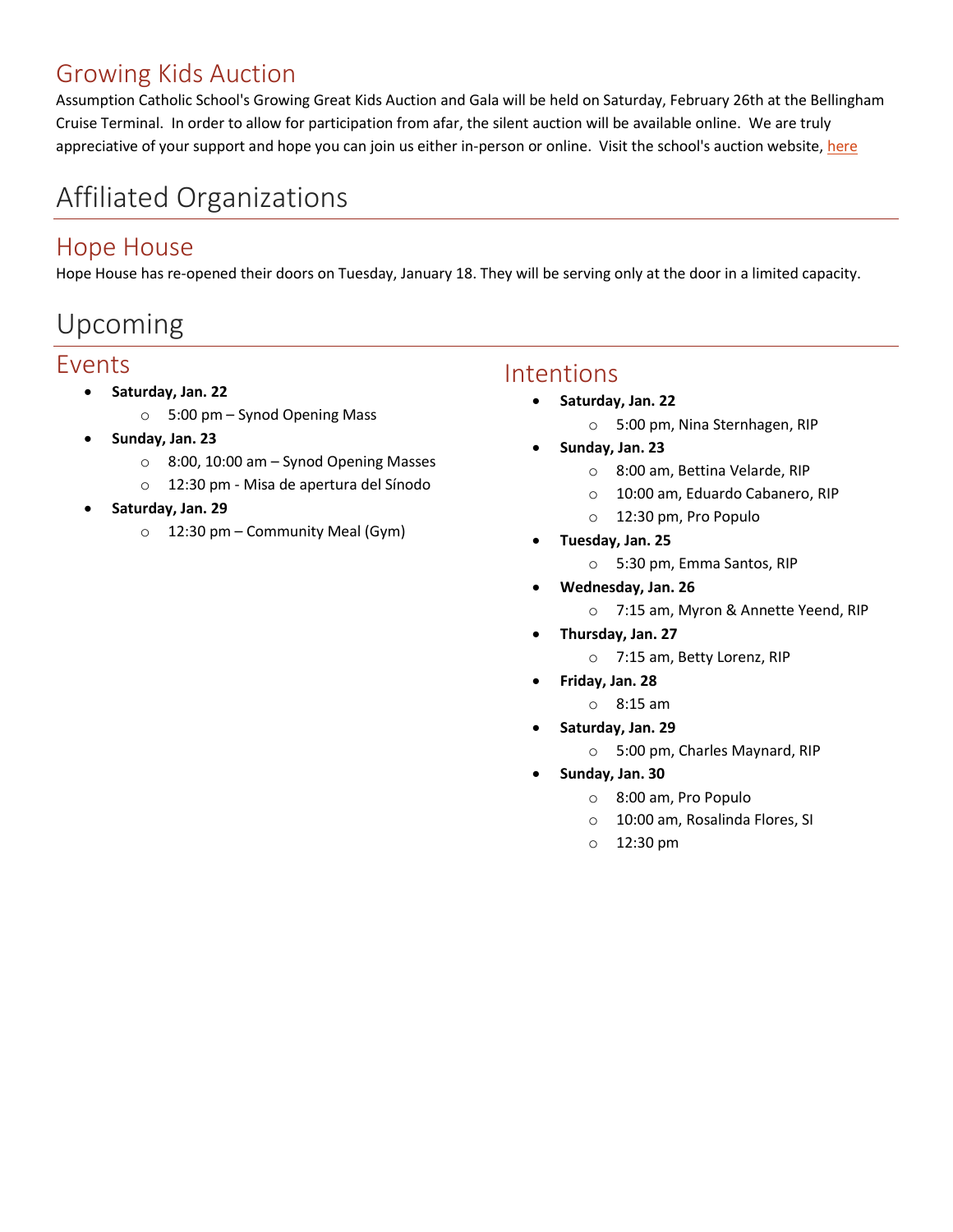## Growing Kids Auction

Assumption Catholic School's Growing Great Kids Auction and Gala will be held on Saturday, February 26th at the Bellingham Cruise Terminal. In order to allow for participation from afar, the silent auction will be available online. We are truly appreciative of your support and hope you can join us either in-person or online. Visit the school's auction website, here

# Affiliated Organizations

## Hope House

Hope House has re-opened their doors on Tuesday, January 18. They will be serving only at the door in a limited capacity.

# Upcoming

## Events

- **Saturday, Jan. 22**
  - 5:00 pm – Synod Opening Mass
- **Sunday, Jan. 23**
  - 8:00, 10:00 am – Synod Opening Masses
  - 12:30 pm - Misa de apertura del Sínodo
- **Saturday, Jan. 29**
  - 12:30 pm – Community Meal (Gym)

## Intentions

- **Saturday, Jan. 22**
  - 5:00 pm, Nina Sternhagen, RIP
- **Sunday, Jan. 23**
  - 8:00 am, Bettina Velarde, RIP
  - 10:00 am, Eduardo Cabanero, RIP
  - 12:30 pm, Pro Populo
- **Tuesday, Jan. 25**
  - 5:30 pm, Emma Santos, RIP
- **Wednesday, Jan. 26**
  - 7:15 am, Myron & Annette Yeend, RIP
- **Thursday, Jan. 27**
  - 7:15 am, Betty Lorenz, RIP
- **Friday, Jan. 28**
  - 8:15 am
- **Saturday, Jan. 29**
  - 5:00 pm, Charles Maynard, RIP
- **Sunday, Jan. 30**
  - 8:00 am, Pro Populo
  - 10:00 am, Rosalinda Flores, SI
  - 12:30 pm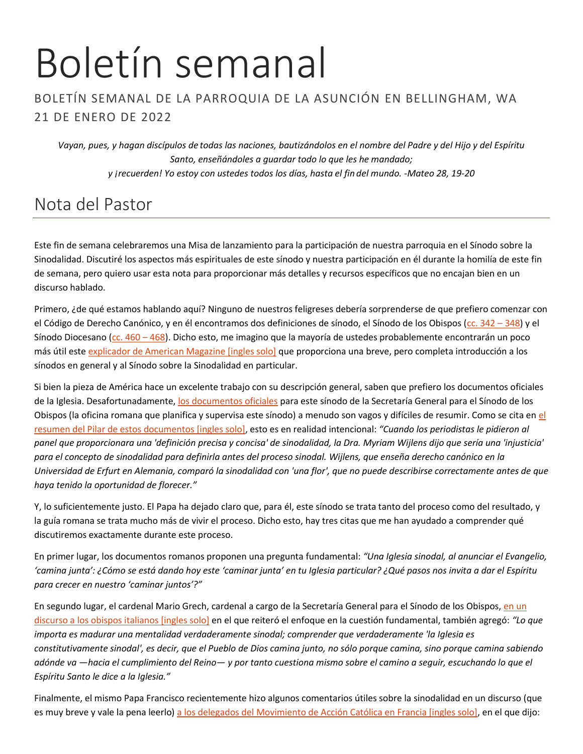# Boletín semanal

BOLETÍN SEMANAL DE LA PARROQUIA DE LA ASUNCIÓN EN BELLINGHAM, WA

21 DE ENERO DE 2022

*Vayan, pues, y hagan discípulos de todas las naciones, bautizándolos en el nombre del Padre y del Hijo y del Espíritu Santo, enseñándoles a guardar todo lo que les he mandado;*
*y ¡recuerden! Yo estoy con ustedes todos los días, hasta el fin del mundo. -Mateo 28, 19-20*

## Nota del Pastor

Este fin de semana celebraremos una Misa de lanzamiento para la participación de nuestra parroquia en el Sínodo sobre la Sinodalidad. Discutiré los aspectos más espirituales de este sínodo y nuestra participación en él durante la homilía de este fin de semana, pero quiero usar esta nota para proporcionar más detalles y recursos específicos que no encajan bien en un discurso hablado.

Primero, ¿de qué estamos hablando aquí? Ninguno de nuestros feligreses debería sorprenderse de que prefiero comenzar con el Código de Derecho Canónico, y en él encontramos dos definiciones de sínodo, el Sínodo de los Obispos (cc. 342 – 348) y el Sínodo Diocesano (cc. 460 – 468). Dicho esto, me imagino que la mayoría de ustedes probablemente encontrarán un poco más útil este explicador de American Magazine [ingles solo] que proporciona una breve, pero completa introducción a los sínodos en general y al Sínodo sobre la Sinodalidad en particular.

Si bien la pieza de América hace un excelente trabajo con su descripción general, saben que prefiero los documentos oficiales de la Iglesia. Desafortunadamente, los documentos oficiales para este sínodo de la Secretaría General para el Sínodo de los Obispos (la oficina romana que planifica y supervisa este sínodo) a menudo son vagos y difíciles de resumir. Como se cita en el resumen del Pilar de estos documentos [ingles solo], esto es en realidad intencional: *"Cuando los periodistas le pidieron al panel que proporcionara una 'definición precisa y concisa' de sinodalidad, la Dra. Myriam Wijlens dijo que sería una 'injusticia' para el concepto de sinodalidad para definirla antes del proceso sinodal. Wijlens, que enseña derecho canónico en la Universidad de Erfurt en Alemania, comparó la sinodalidad con 'una flor', que no puede describirse correctamente antes de que haya tenido la oportunidad de florecer."*

Y, lo suficientemente justo. El Papa ha dejado claro que, para él, este sínodo se trata tanto del proceso como del resultado, y la guía romana se trata mucho más de vivir el proceso. Dicho esto, hay tres citas que me han ayudado a comprender qué discutiremos exactamente durante este proceso.

En primer lugar, los documentos romanos proponen una pregunta fundamental: *"Una Iglesia sinodal, al anunciar el Evangelio, 'camina junta': ¿Cómo se está dando hoy este 'caminar junta' en tu Iglesia particular? ¿Qué pasos nos invita a dar el Espíritu para crecer en nuestro 'caminar juntos'?"*

En segundo lugar, el cardenal Mario Grech, cardenal a cargo de la Secretaría General para el Sínodo de los Obispos, en un discurso a los obispos italianos [ingles solo] en el que reiteró el enfoque en la cuestión fundamental, también agregó: *"Lo que importa es madurar una mentalidad verdaderamente sinodal; comprender que verdaderamente 'la Iglesia es constitutivamente sinodal', es decir, que el Pueblo de Dios camina junto, no sólo porque camina, sino porque camina sabiendo adónde va —hacia el cumplimiento del Reino— y por tanto cuestiona mismo sobre el camino a seguir, escuchando lo que el Espíritu Santo le dice a la Iglesia."*

Finalmente, el mismo Papa Francisco recientemente hizo algunos comentarios útiles sobre la sinodalidad en un discurso (que es muy breve y vale la pena leerlo) a los delegados del Movimiento de Acción Católica en Francia [ingles solo], en el que dijo: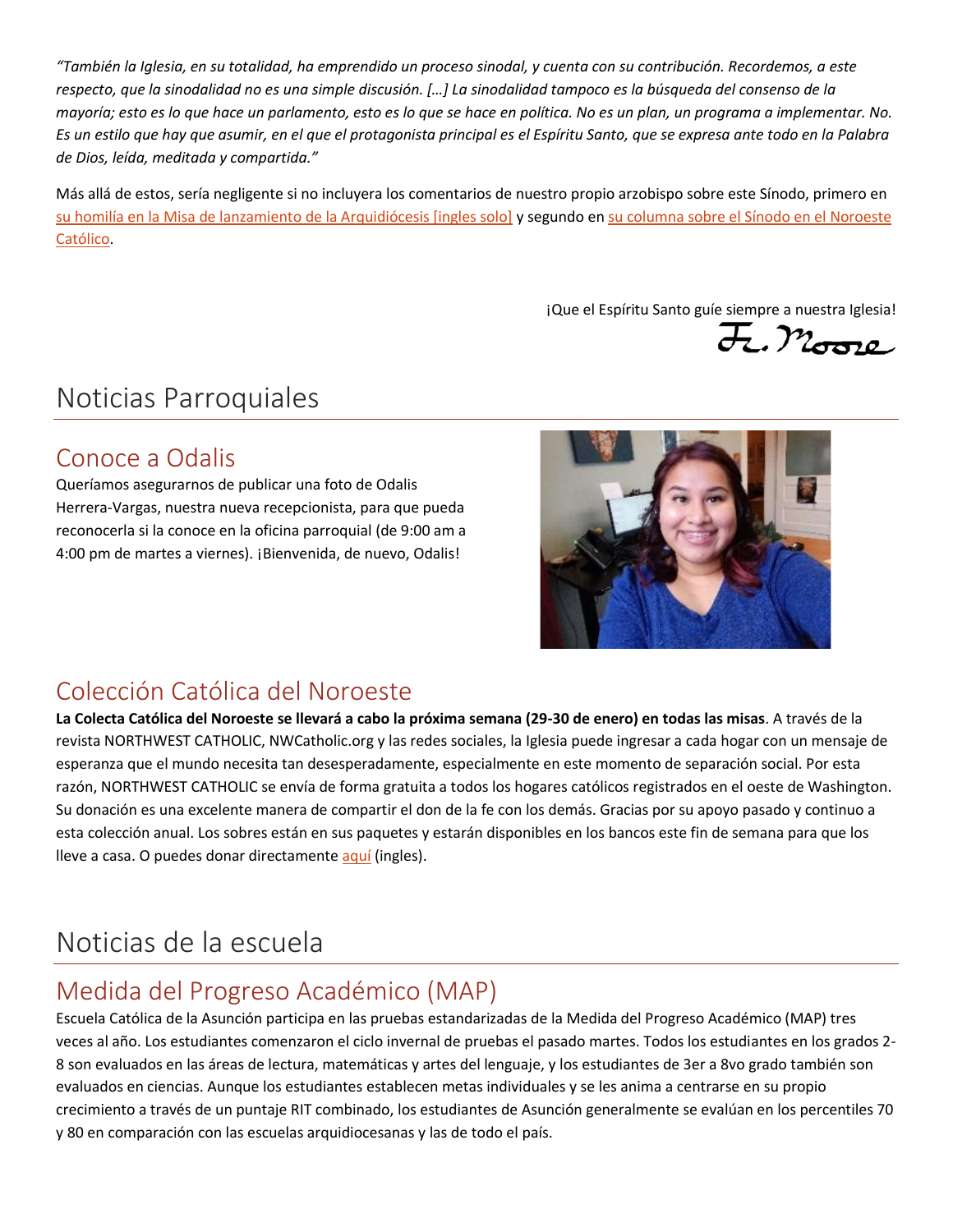*"También la Iglesia, en su totalidad, ha emprendido un proceso sinodal, y cuenta con su contribución. Recordemos, a este respecto, que la sinodalidad no es una simple discusión. […] La sinodalidad tampoco es la búsqueda del consenso de la mayoría; esto es lo que hace un parlamento, esto es lo que se hace en política. No es un plan, un programa a implementar. No. Es un estilo que hay que asumir, en el que el protagonista principal es el Espíritu Santo, que se expresa ante todo en la Palabra de Dios, leída, meditada y compartida."*

Más allá de estos, sería negligente si no incluyera los comentarios de nuestro propio arzobispo sobre este Sínodo, primero en su homilía en la Misa de lanzamiento de la Arquidiócesis [ingles solo] y segundo en su columna sobre el Sínodo en el Noroeste Católico.

¡Que el Espíritu Santo guíe siempre a nuestra Iglesia!

Fr. Moore

# Noticias Parroquiales

## Conoce a Odalis

Queríamos asegurarnos de publicar una foto de Odalis Herrera-Vargas, nuestra nueva recepcionista, para que pueda reconocerla si la conoce en la oficina parroquial (de 9:00 am a 4:00 pm de martes a viernes). ¡Bienvenida, de nuevo, Odalis!

## Colección Católica del Noroeste

**La Colecta Católica del Noroeste se llevará a cabo la próxima semana (29-30 de enero) en todas las misas**. A través de la revista NORTHWEST CATHOLIC, NWCatholic.org y las redes sociales, la Iglesia puede ingresar a cada hogar con un mensaje de esperanza que el mundo necesita tan desesperadamente, especialmente en este momento de separación social. Por esta razón, NORTHWEST CATHOLIC se envía de forma gratuita a todos los hogares católicos registrados en el oeste de Washington. Su donación es una excelente manera de compartir el don de la fe con los demás. Gracias por su apoyo pasado y continuo a esta colección anual. Los sobres están en sus paquetes y estarán disponibles en los bancos este fin de semana para que los lleve a casa. O puedes donar directamente aquí (ingles).

# Noticias de la escuela

## Medida del Progreso Académico (MAP)

Escuela Católica de la Asunción participa en las pruebas estandarizadas de la Medida del Progreso Académico (MAP) tres veces al año. Los estudiantes comenzaron el ciclo invernal de pruebas el pasado martes. Todos los estudiantes en los grados 2-8 son evaluados en las áreas de lectura, matemáticas y artes del lenguaje, y los estudiantes de 3er a 8vo grado también son evaluados en ciencias. Aunque los estudiantes establecen metas individuales y se les anima a centrarse en su propio crecimiento a través de un puntaje RIT combinado, los estudiantes de Asunción generalmente se evalúan en los percentiles 70 y 80 en comparación con las escuelas arquidiocesanas y las de todo el país.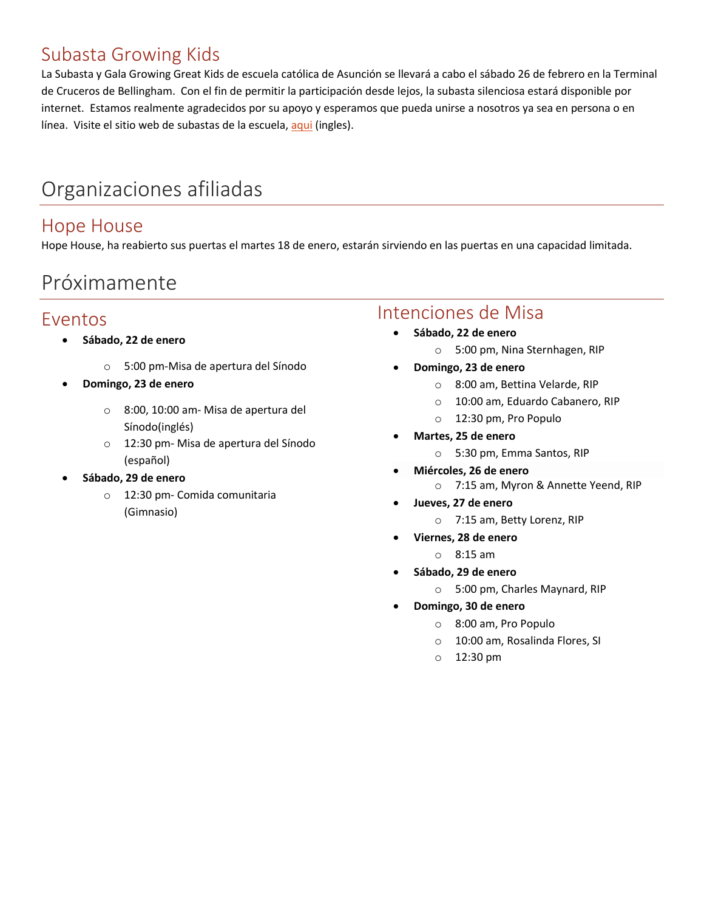## Subasta Growing Kids

La Subasta y Gala Growing Great Kids de escuela católica de Asunción se llevará a cabo el sábado 26 de febrero en la Terminal de Cruceros de Bellingham. Con el fin de permitir la participación desde lejos, la subasta silenciosa estará disponible por internet. Estamos realmente agradecidos por su apoyo y esperamos que pueda unirse a nosotros ya sea en persona o en línea. Visite el sitio web de subastas de la escuela, aqui (ingles).

# Organizaciones afiliadas

## Hope House

Hope House, ha reabierto sus puertas el martes 18 de enero, estarán sirviendo en las puertas en una capacidad limitada.

# Próximamente

## Eventos

- **Sábado, 22 de enero**
  - 5:00 pm-Misa de apertura del Sínodo
- **Domingo, 23 de enero**
  - 8:00, 10:00 am- Misa de apertura del Sínodo(inglés)
  - 12:30 pm- Misa de apertura del Sínodo (español)
- **Sábado, 29 de enero**
  - 12:30 pm- Comida comunitaria (Gimnasio)

## Intenciones de Misa

- **Sábado, 22 de enero**
  - 5:00 pm, Nina Sternhagen, RIP
- **Domingo, 23 de enero**
  - 8:00 am, Bettina Velarde, RIP
  - 10:00 am, Eduardo Cabanero, RIP
  - 12:30 pm, Pro Populo
- **Martes, 25 de enero**
  - 5:30 pm, Emma Santos, RIP
- **Miércoles, 26 de enero**
  - 7:15 am, Myron & Annette Yeend, RIP
- **Jueves, 27 de enero**
  - 7:15 am, Betty Lorenz, RIP
- **Viernes, 28 de enero**
  - 8:15 am
- **Sábado, 29 de enero**
  - 5:00 pm, Charles Maynard, RIP
- **Domingo, 30 de enero**
  - 8:00 am, Pro Populo
  - 10:00 am, Rosalinda Flores, SI
  - 12:30 pm